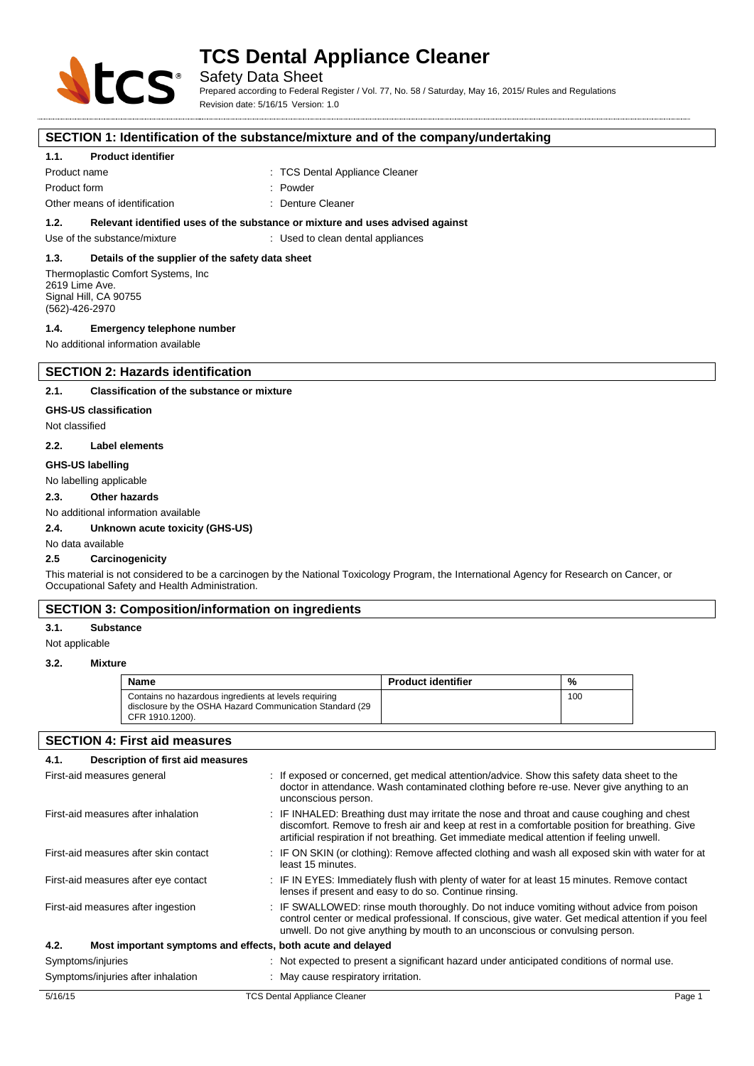# TCS Dental Appliance Cleaner

Safety Data Sheet

Prepared according to Federal Register / Vol. 77, No. 58 / Saturday, May 16, 2015/ Rules and Regulations

Revision date: 5/16/15 Version: 1.0

## SECTION 1: Identification of the substance/mixture and of the company/undertaking

### 1.1. Product identifier

Product name : TCS Dental Appliance Cleaner

Product form : Powder

Other means of identification : Denture Cleaner

### 1.2. Relevant identified uses of the substance or mixture and uses advised against

Use of the substance/mixture : Used to clean dental appliances

### 1.3. Details of the supplier of the safety data sheet

Thermoplastic Comfort Systems, Inc
2619 Lime Ave.
Signal Hill, CA 90755
(562)-426-2970

### 1.4. Emergency telephone number

No additional information available

## SECTION 2: Hazards identification

### 2.1. Classification of the substance or mixture

**GHS-US classification**

Not classified

### 2.2. Label elements

**GHS-US labelling**

No labelling applicable

### 2.3. Other hazards

No additional information available

### 2.4. Unknown acute toxicity (GHS-US)

No data available

### 2.5 Carcinogenicity

This material is not considered to be a carcinogen by the National Toxicology Program, the International Agency for Research on Cancer, or Occupational Safety and Health Administration.

## SECTION 3: Composition/information on ingredients

### 3.1. Substance

Not applicable

### 3.2. Mixture

| Name | Product identifier | % |
|---|---|---|
| Contains no hazardous ingredients at levels requiring disclosure by the OSHA Hazard Communication Standard (29 CFR 1910.1200). | | 100 |

## SECTION 4: First aid measures

### 4.1. Description of first aid measures

First-aid measures general : If exposed or concerned, get medical attention/advice. Show this safety data sheet to the doctor in attendance. Wash contaminated clothing before re-use. Never give anything to an unconscious person.

First-aid measures after inhalation : IF INHALED: Breathing dust may irritate the nose and throat and cause coughing and chest discomfort. Remove to fresh air and keep at rest in a comfortable position for breathing. Give artificial respiration if not breathing. Get immediate medical attention if feeling unwell.

First-aid measures after skin contact : IF ON SKIN (or clothing): Remove affected clothing and wash all exposed skin with water for at least 15 minutes.

First-aid measures after eye contact : IF IN EYES: Immediately flush with plenty of water for at least 15 minutes. Remove contact lenses if present and easy to do so. Continue rinsing.

First-aid measures after ingestion : IF SWALLOWED: rinse mouth thoroughly. Do not induce vomiting without advice from poison control center or medical professional. If conscious, give water. Get medical attention if you feel unwell. Do not give anything by mouth to an unconscious or convulsing person.

### 4.2. Most important symptoms and effects, both acute and delayed

Symptoms/injuries : Not expected to present a significant hazard under anticipated conditions of normal use.

Symptoms/injuries after inhalation : May cause respiratory irritation.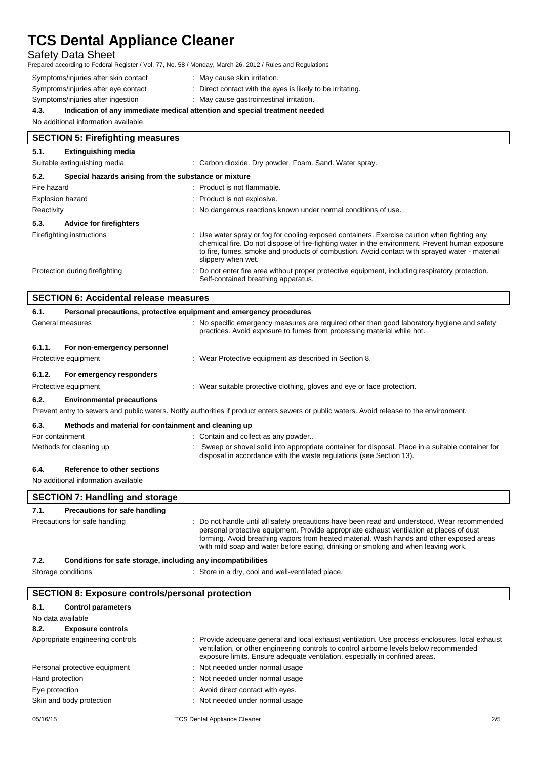| | |
|---|---|
| Symptoms/injuries after skin contact | : May cause skin irritation. |
| Symptoms/injuries after eye contact | : Direct contact with the eyes is likely to be irritating. |
| Symptoms/injuries after ingestion | : May cause gastrointestinal irritation. |

**4.3. Indication of any immediate medical attention and special treatment needed**

No additional information available

## SECTION 5: Firefighting measures

**5.1. Extinguishing media**

| | |
|---|---|
| Suitable extinguishing media | : Carbon dioxide. Dry powder. Foam. Sand. Water spray. |

**5.2. Special hazards arising from the substance or mixture**

| | |
|---|---|
| Fire hazard | : Product is not flammable. |
| Explosion hazard | : Product is not explosive. |
| Reactivity | : No dangerous reactions known under normal conditions of use. |

**5.3. Advice for firefighters**

| | |
|---|---|
| Firefighting instructions | : Use water spray or fog for cooling exposed containers. Exercise caution when fighting any chemical fire. Do not dispose of fire-fighting water in the environment. Prevent human exposure to fire, fumes, smoke and products of combustion. Avoid contact with sprayed water - material slippery when wet. |
| Protection during firefighting | : Do not enter fire area without proper protective equipment, including respiratory protection. Self-contained breathing apparatus. |

## SECTION 6: Accidental release measures

**6.1. Personal precautions, protective equipment and emergency procedures**

| | |
|---|---|
| General measures | : No specific emergency measures are required other than good laboratory hygiene and safety practices. Avoid exposure to fumes from processing material while hot. |

**6.1.1. For non-emergency personnel**

| | |
|---|---|
| Protective equipment | : Wear Protective equipment as described in Section 8. |

**6.1.2. For emergency responders**

| | |
|---|---|
| Protective equipment | : Wear suitable protective clothing, gloves and eye or face protection. |

**6.2. Environmental precautions**

Prevent entry to sewers and public waters. Notify authorities if product enters sewers or public waters. Avoid release to the environment.

**6.3. Methods and material for containment and cleaning up**

| | |
|---|---|
| For containment | : Contain and collect as any powder.. |
| Methods for cleaning up | : Sweep or shovel solid into appropriate container for disposal. Place in a suitable container for disposal in accordance with the waste regulations (see Section 13). |

**6.4. Reference to other sections**

No additional information available

## SECTION 7: Handling and storage

**7.1. Precautions for safe handling**

| | |
|---|---|
| Precautions for safe handling | : Do not handle until all safety precautions have been read and understood. Wear recommended personal protective equipment. Provide appropriate exhaust ventilation at places of dust forming. Avoid breathing vapors from heated material. Wash hands and other exposed areas with mild soap and water before eating, drinking or smoking and when leaving work. |

**7.2. Conditions for safe storage, including any incompatibilities**

| | |
|---|---|
| Storage conditions | : Store in a dry, cool and well-ventilated place. |

## SECTION 8: Exposure controls/personal protection

**8.1. Control parameters**

No data available

**8.2. Exposure controls**

| | |
|---|---|
| Appropriate engineering controls | : Provide adequate general and local exhaust ventilation. Use process enclosures, local exhaust ventilation, or other engineering controls to control airborne levels below recommended exposure limits. Ensure adequate ventilation, especially in confined areas. |
| Personal protective equipment | : Not needed under normal usage |
| Hand protection | : Not needed under normal usage |
| Eye protection | : Avoid direct contact with eyes. |
| Skin and body protection | : Not needed under normal usage |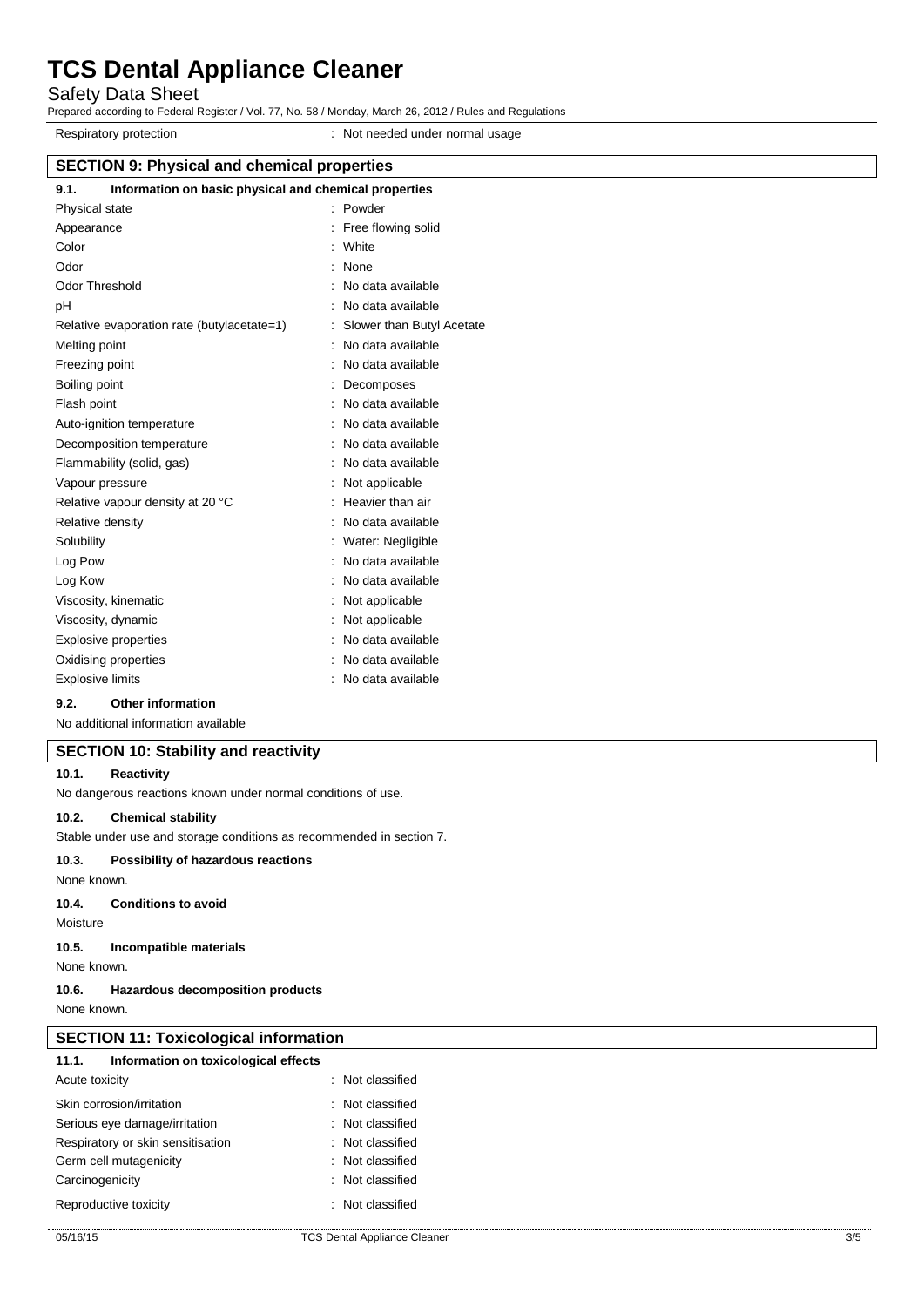| Respiratory protection | : Not needed under normal usage |
|---|---|

## SECTION 9: Physical and chemical properties

### 9.1. Information on basic physical and chemical properties

| Property | Value |
|---|---|
| Physical state | : Powder |
| Appearance | : Free flowing solid |
| Color | : White |
| Odor | : None |
| Odor Threshold | : No data available |
| pH | : No data available |
| Relative evaporation rate (butylacetate=1) | : Slower than Butyl Acetate |
| Melting point | : No data available |
| Freezing point | : No data available |
| Boiling point | : Decomposes |
| Flash point | : No data available |
| Auto-ignition temperature | : No data available |
| Decomposition temperature | : No data available |
| Flammability (solid, gas) | : No data available |
| Vapour pressure | : Not applicable |
| Relative vapour density at 20 °C | : Heavier than air |
| Relative density | : No data available |
| Solubility | : Water: Negligible |
| Log Pow | : No data available |
| Log Kow | : No data available |
| Viscosity, kinematic | : Not applicable |
| Viscosity, dynamic | : Not applicable |
| Explosive properties | : No data available |
| Oxidising properties | : No data available |
| Explosive limits | : No data available |

### 9.2. Other information

No additional information available

## SECTION 10: Stability and reactivity

### 10.1. Reactivity

No dangerous reactions known under normal conditions of use.

### 10.2. Chemical stability

Stable under use and storage conditions as recommended in section 7.

### 10.3. Possibility of hazardous reactions

None known.

### 10.4. Conditions to avoid

Moisture

### 10.5. Incompatible materials

None known.

### 10.6. Hazardous decomposition products

None known.

## SECTION 11: Toxicological information

### 11.1. Information on toxicological effects

| Effect | Classification |
|---|---|
| Acute toxicity | : Not classified |
| Skin corrosion/irritation | : Not classified |
| Serious eye damage/irritation | : Not classified |
| Respiratory or skin sensitisation | : Not classified |
| Germ cell mutagenicity | : Not classified |
| Carcinogenicity | : Not classified |
| Reproductive toxicity | : Not classified |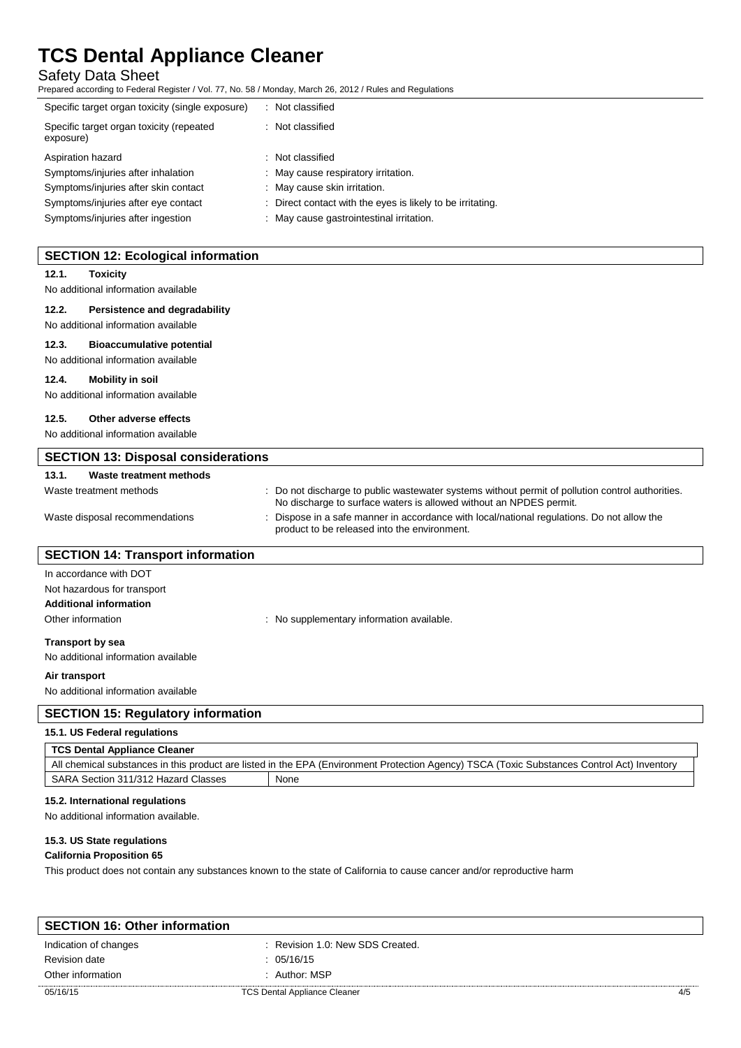| | |
|---|---|
| Specific target organ toxicity (single exposure) | : Not classified |
| Specific target organ toxicity (repeated exposure) | : Not classified |
| Aspiration hazard | : Not classified |
| Symptoms/injuries after inhalation | : May cause respiratory irritation. |
| Symptoms/injuries after skin contact | : May cause skin irritation. |
| Symptoms/injuries after eye contact | : Direct contact with the eyes is likely to be irritating. |
| Symptoms/injuries after ingestion | : May cause gastrointestinal irritation. |

## SECTION 12: Ecological information

**12.1. Toxicity**

No additional information available

**12.2. Persistence and degradability**

No additional information available

**12.3. Bioaccumulative potential**

No additional information available

**12.4. Mobility in soil**

No additional information available

**12.5. Other adverse effects**

No additional information available

## SECTION 13: Disposal considerations

**13.1. Waste treatment methods**

| | |
|---|---|
| Waste treatment methods | : Do not discharge to public wastewater systems without permit of pollution control authorities. No discharge to surface waters is allowed without an NPDES permit. |
| Waste disposal recommendations | : Dispose in a safe manner in accordance with local/national regulations. Do not allow the product to be released into the environment. |

## SECTION 14: Transport information

In accordance with DOT

Not hazardous for transport

**Additional information**

Other information : No supplementary information available.

**Transport by sea**

No additional information available

**Air transport**

No additional information available

## SECTION 15: Regulatory information

**15.1. US Federal regulations**

| TCS Dental Appliance Cleaner | |
|---|---|
| All chemical substances in this product are listed in the EPA (Environment Protection Agency) TSCA (Toxic Substances Control Act) Inventory | |
| SARA Section 311/312 Hazard Classes | None |

**15.2. International regulations**

No additional information available.

**15.3. US State regulations**

**California Proposition 65**

This product does not contain any substances known to the state of California to cause cancer and/or reproductive harm

## SECTION 16: Other information

| | |
|---|---|
| Indication of changes | : Revision 1.0: New SDS Created. |
| Revision date | : 05/16/15 |
| Other information | : Author: MSP |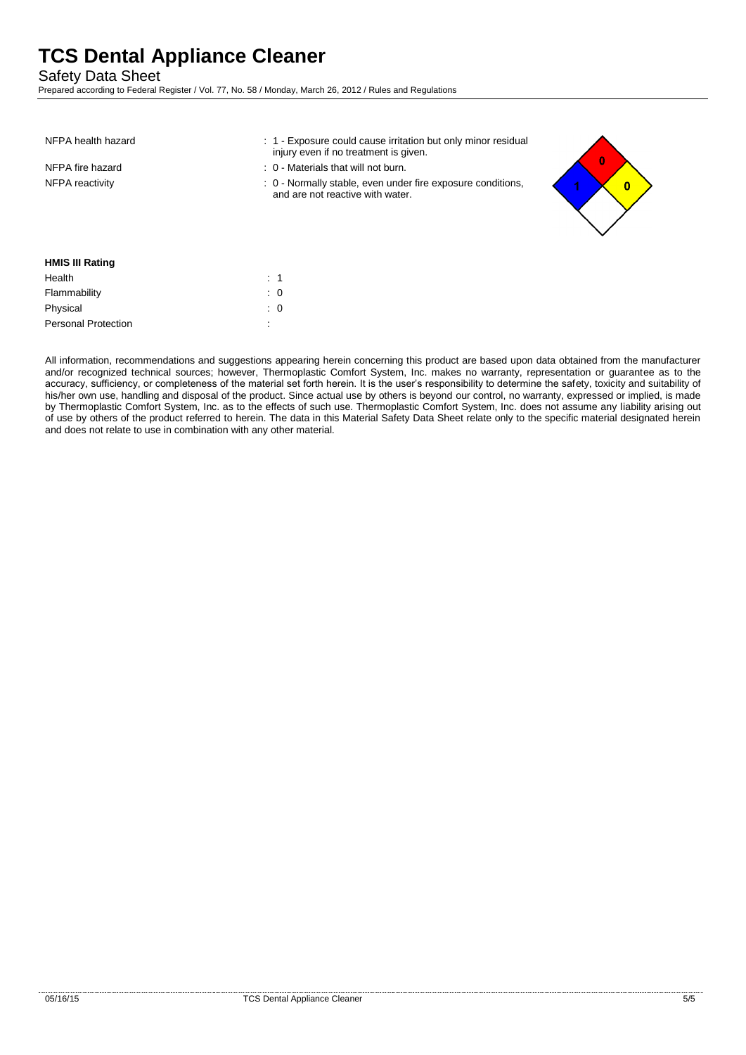NFPA health hazard : 1 - Exposure could cause irritation but only minor residual injury even if no treatment is given.

NFPA fire hazard : 0 - Materials that will not burn.

NFPA reactivity : 0 - Normally stable, even under fire exposure conditions, and are not reactive with water.

0

1

0

**HMIS III Rating**

| | |
|---|---|
| Health | : 1 |
| Flammability | : 0 |
| Physical | : 0 |
| Personal Protection | : |

All information, recommendations and suggestions appearing herein concerning this product are based upon data obtained from the manufacturer and/or recognized technical sources; however, Thermoplastic Comfort System, Inc. makes no warranty, representation or guarantee as to the accuracy, sufficiency, or completeness of the material set forth herein. It is the user's responsibility to determine the safety, toxicity and suitability of his/her own use, handling and disposal of the product. Since actual use by others is beyond our control, no warranty, expressed or implied, is made by Thermoplastic Comfort System, Inc. as to the effects of such use. Thermoplastic Comfort System, Inc. does not assume any liability arising out of use by others of the product referred to herein. The data in this Material Safety Data Sheet relate only to the specific material designated herein and does not relate to use in combination with any other material.